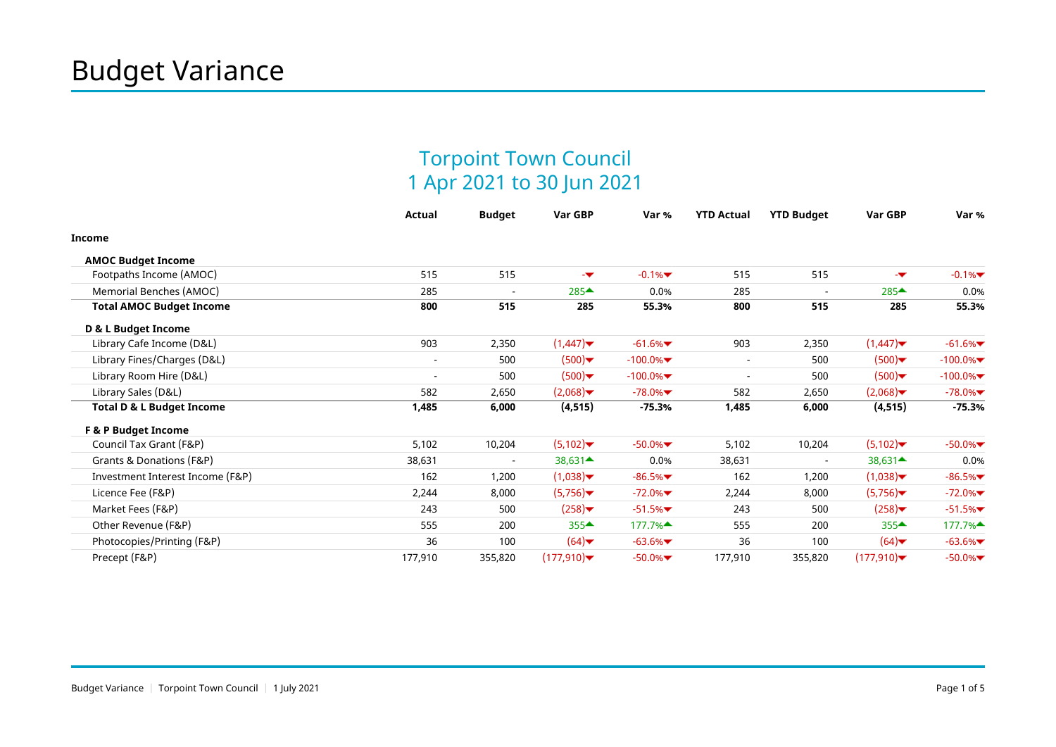# Budget Variance

## Torpoint Town Council
## 1 Apr 2021 to 30 Jun 2021

| | Actual | Budget | Var GBP | Var % | YTD Actual | YTD Budget | Var GBP | Var % |
|---|---|---|---|---|---|---|---|---|
| **Income** | | | | | | | | |
| **AMOC Budget Income** | | | | | | | | |
| Footpaths Income (AMOC) | 515 | 515 | - | -0.1% | 515 | 515 | - | -0.1% |
| Memorial Benches (AMOC) | 285 | - | 285 | 0.0% | 285 | - | 285 | 0.0% |
| **Total AMOC Budget Income** | **800** | **515** | **285** | **55.3%** | **800** | **515** | **285** | **55.3%** |
| **D & L Budget Income** | | | | | | | | |
| Library Cafe Income (D&L) | 903 | 2,350 | (1,447) | -61.6% | 903 | 2,350 | (1,447) | -61.6% |
| Library Fines/Charges (D&L) | - | 500 | (500) | -100.0% | - | 500 | (500) | -100.0% |
| Library Room Hire (D&L) | - | 500 | (500) | -100.0% | - | 500 | (500) | -100.0% |
| Library Sales (D&L) | 582 | 2,650 | (2,068) | -78.0% | 582 | 2,650 | (2,068) | -78.0% |
| **Total D & L Budget Income** | **1,485** | **6,000** | **(4,515)** | **-75.3%** | **1,485** | **6,000** | **(4,515)** | **-75.3%** |
| **F & P Budget Income** | | | | | | | | |
| Council Tax Grant (F&P) | 5,102 | 10,204 | (5,102) | -50.0% | 5,102 | 10,204 | (5,102) | -50.0% |
| Grants & Donations (F&P) | 38,631 | - | 38,631 | 0.0% | 38,631 | - | 38,631 | 0.0% |
| Investment Interest Income (F&P) | 162 | 1,200 | (1,038) | -86.5% | 162 | 1,200 | (1,038) | -86.5% |
| Licence Fee (F&P) | 2,244 | 8,000 | (5,756) | -72.0% | 2,244 | 8,000 | (5,756) | -72.0% |
| Market Fees (F&P) | 243 | 500 | (258) | -51.5% | 243 | 500 | (258) | -51.5% |
| Other Revenue (F&P) | 555 | 200 | 355 | 177.7% | 555 | 200 | 355 | 177.7% |
| Photocopies/Printing (F&P) | 36 | 100 | (64) | -63.6% | 36 | 100 | (64) | -63.6% |
| Precept (F&P) | 177,910 | 355,820 | (177,910) | -50.0% | 177,910 | 355,820 | (177,910) | -50.0% |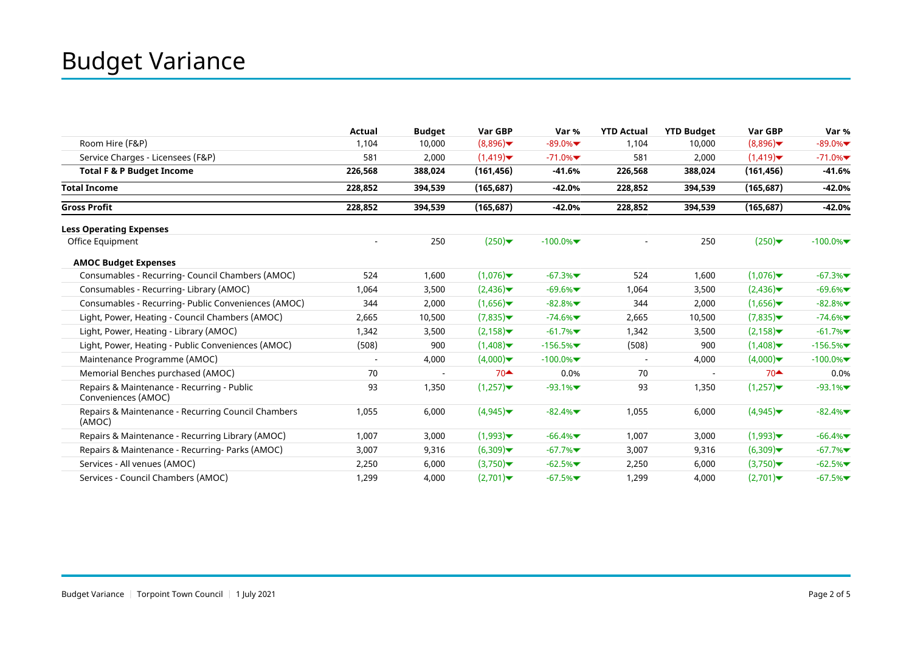# Budget Variance

| | Actual | Budget | Var GBP | Var % | YTD Actual | YTD Budget | Var GBP | Var % |
|---|---|---|---|---|---|---|---|---|
| Room Hire (F&P) | 1,104 | 10,000 | (8,896)▼ | -89.0%▼ | 1,104 | 10,000 | (8,896)▼ | -89.0%▼ |
| Service Charges - Licensees (F&P) | 581 | 2,000 | (1,419)▼ | -71.0%▼ | 581 | 2,000 | (1,419)▼ | -71.0%▼ |
| **Total F & P Budget Income** | **226,568** | **388,024** | **(161,456)** | **-41.6%** | **226,568** | **388,024** | **(161,456)** | **-41.6%** |
| **Total Income** | **228,852** | **394,539** | **(165,687)** | **-42.0%** | **228,852** | **394,539** | **(165,687)** | **-42.0%** |
| **Gross Profit** | **228,852** | **394,539** | **(165,687)** | **-42.0%** | **228,852** | **394,539** | **(165,687)** | **-42.0%** |
| **Less Operating Expenses** | | | | | | | | |
| Office Equipment | - | 250 | (250)▼ | -100.0%▼ | - | 250 | (250)▼ | -100.0%▼ |
| **AMOC Budget Expenses** | | | | | | | | |
| Consumables - Recurring- Council Chambers (AMOC) | 524 | 1,600 | (1,076)▼ | -67.3%▼ | 524 | 1,600 | (1,076)▼ | -67.3%▼ |
| Consumables - Recurring- Library (AMOC) | 1,064 | 3,500 | (2,436)▼ | -69.6%▼ | 1,064 | 3,500 | (2,436)▼ | -69.6%▼ |
| Consumables - Recurring- Public Conveniences (AMOC) | 344 | 2,000 | (1,656)▼ | -82.8%▼ | 344 | 2,000 | (1,656)▼ | -82.8%▼ |
| Light, Power, Heating - Council Chambers (AMOC) | 2,665 | 10,500 | (7,835)▼ | -74.6%▼ | 2,665 | 10,500 | (7,835)▼ | -74.6%▼ |
| Light, Power, Heating - Library (AMOC) | 1,342 | 3,500 | (2,158)▼ | -61.7%▼ | 1,342 | 3,500 | (2,158)▼ | -61.7%▼ |
| Light, Power, Heating - Public Conveniences (AMOC) | (508) | 900 | (1,408)▼ | -156.5%▼ | (508) | 900 | (1,408)▼ | -156.5%▼ |
| Maintenance Programme (AMOC) | - | 4,000 | (4,000)▼ | -100.0%▼ | - | 4,000 | (4,000)▼ | -100.0%▼ |
| Memorial Benches purchased (AMOC) | 70 | - | 70▲ | 0.0% | 70 | - | 70▲ | 0.0% |
| Repairs & Maintenance - Recurring - Public Conveniences (AMOC) | 93 | 1,350 | (1,257)▼ | -93.1%▼ | 93 | 1,350 | (1,257)▼ | -93.1%▼ |
| Repairs & Maintenance - Recurring Council Chambers (AMOC) | 1,055 | 6,000 | (4,945)▼ | -82.4%▼ | 1,055 | 6,000 | (4,945)▼ | -82.4%▼ |
| Repairs & Maintenance - Recurring Library (AMOC) | 1,007 | 3,000 | (1,993)▼ | -66.4%▼ | 1,007 | 3,000 | (1,993)▼ | -66.4%▼ |
| Repairs & Maintenance - Recurring- Parks (AMOC) | 3,007 | 9,316 | (6,309)▼ | -67.7%▼ | 3,007 | 9,316 | (6,309)▼ | -67.7%▼ |
| Services - All venues (AMOC) | 2,250 | 6,000 | (3,750)▼ | -62.5%▼ | 2,250 | 6,000 | (3,750)▼ | -62.5%▼ |
| Services - Council Chambers (AMOC) | 1,299 | 4,000 | (2,701)▼ | -67.5%▼ | 1,299 | 4,000 | (2,701)▼ | -67.5%▼ |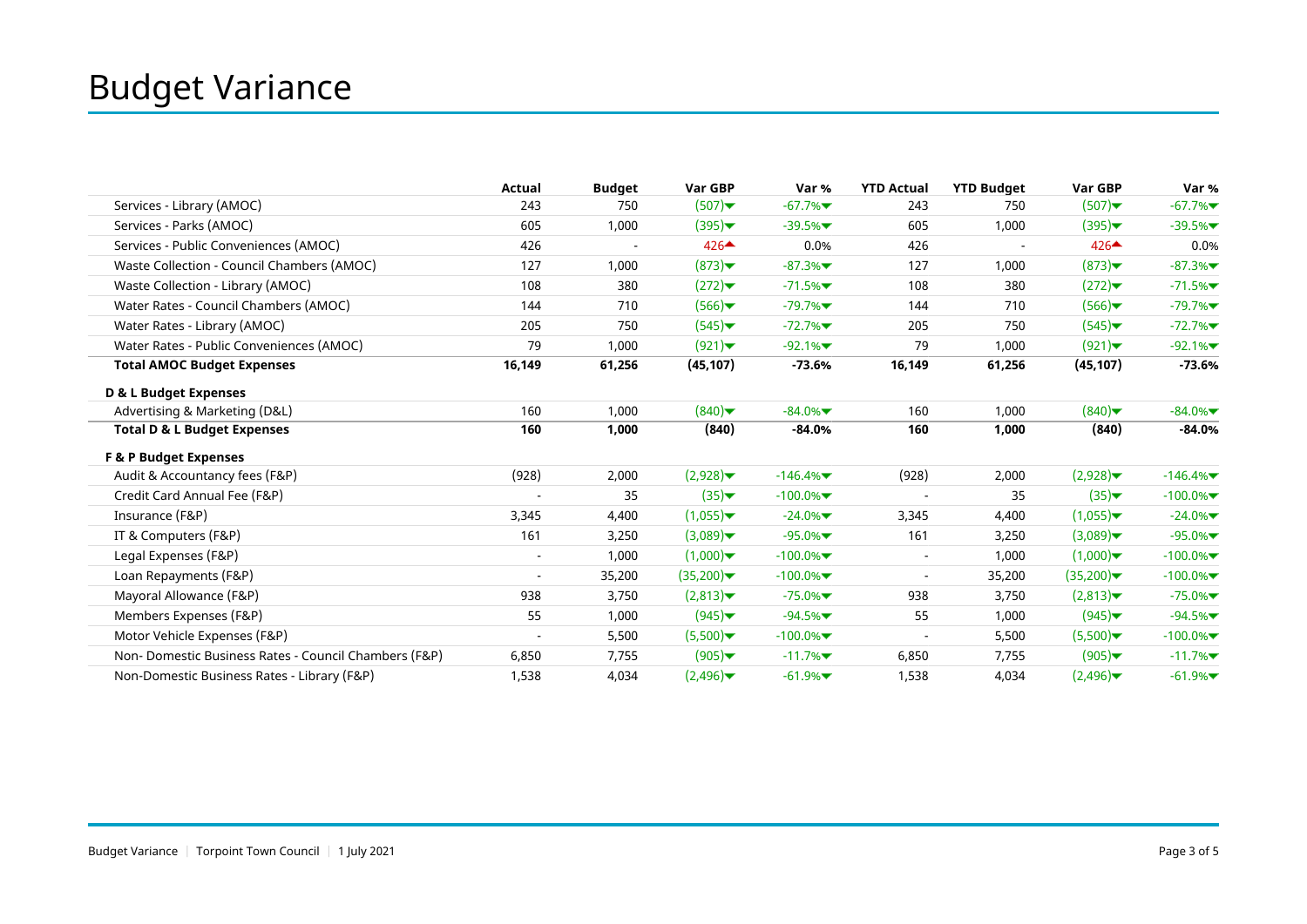# Budget Variance

| | Actual | Budget | Var GBP | Var % | YTD Actual | YTD Budget | Var GBP | Var % |
|---|---|---|---|---|---|---|---|---|
| Services - Library (AMOC) | 243 | 750 | (507) | -67.7% | 243 | 750 | (507) | -67.7% |
| Services - Parks (AMOC) | 605 | 1,000 | (395) | -39.5% | 605 | 1,000 | (395) | -39.5% |
| Services - Public Conveniences (AMOC) | 426 | - | 426 | 0.0% | 426 | - | 426 | 0.0% |
| Waste Collection - Council Chambers (AMOC) | 127 | 1,000 | (873) | -87.3% | 127 | 1,000 | (873) | -87.3% |
| Waste Collection - Library (AMOC) | 108 | 380 | (272) | -71.5% | 108 | 380 | (272) | -71.5% |
| Water Rates - Council Chambers (AMOC) | 144 | 710 | (566) | -79.7% | 144 | 710 | (566) | -79.7% |
| Water Rates - Library (AMOC) | 205 | 750 | (545) | -72.7% | 205 | 750 | (545) | -72.7% |
| Water Rates - Public Conveniences (AMOC) | 79 | 1,000 | (921) | -92.1% | 79 | 1,000 | (921) | -92.1% |
| **Total AMOC Budget Expenses** | **16,149** | **61,256** | **(45,107)** | **-73.6%** | **16,149** | **61,256** | **(45,107)** | **-73.6%** |
| **D & L Budget Expenses** | | | | | | | | |
| Advertising & Marketing (D&L) | 160 | 1,000 | (840) | -84.0% | 160 | 1,000 | (840) | -84.0% |
| **Total D & L Budget Expenses** | **160** | **1,000** | **(840)** | **-84.0%** | **160** | **1,000** | **(840)** | **-84.0%** |
| **F & P Budget Expenses** | | | | | | | | |
| Audit & Accountancy fees (F&P) | (928) | 2,000 | (2,928) | -146.4% | (928) | 2,000 | (2,928) | -146.4% |
| Credit Card Annual Fee (F&P) | - | 35 | (35) | -100.0% | - | 35 | (35) | -100.0% |
| Insurance (F&P) | 3,345 | 4,400 | (1,055) | -24.0% | 3,345 | 4,400 | (1,055) | -24.0% |
| IT & Computers (F&P) | 161 | 3,250 | (3,089) | -95.0% | 161 | 3,250 | (3,089) | -95.0% |
| Legal Expenses (F&P) | - | 1,000 | (1,000) | -100.0% | - | 1,000 | (1,000) | -100.0% |
| Loan Repayments (F&P) | - | 35,200 | (35,200) | -100.0% | - | 35,200 | (35,200) | -100.0% |
| Mayoral Allowance (F&P) | 938 | 3,750 | (2,813) | -75.0% | 938 | 3,750 | (2,813) | -75.0% |
| Members Expenses (F&P) | 55 | 1,000 | (945) | -94.5% | 55 | 1,000 | (945) | -94.5% |
| Motor Vehicle Expenses (F&P) | - | 5,500 | (5,500) | -100.0% | - | 5,500 | (5,500) | -100.0% |
| Non- Domestic Business Rates - Council Chambers (F&P) | 6,850 | 7,755 | (905) | -11.7% | 6,850 | 7,755 | (905) | -11.7% |
| Non-Domestic Business Rates - Library (F&P) | 1,538 | 4,034 | (2,496) | -61.9% | 1,538 | 4,034 | (2,496) | -61.9% |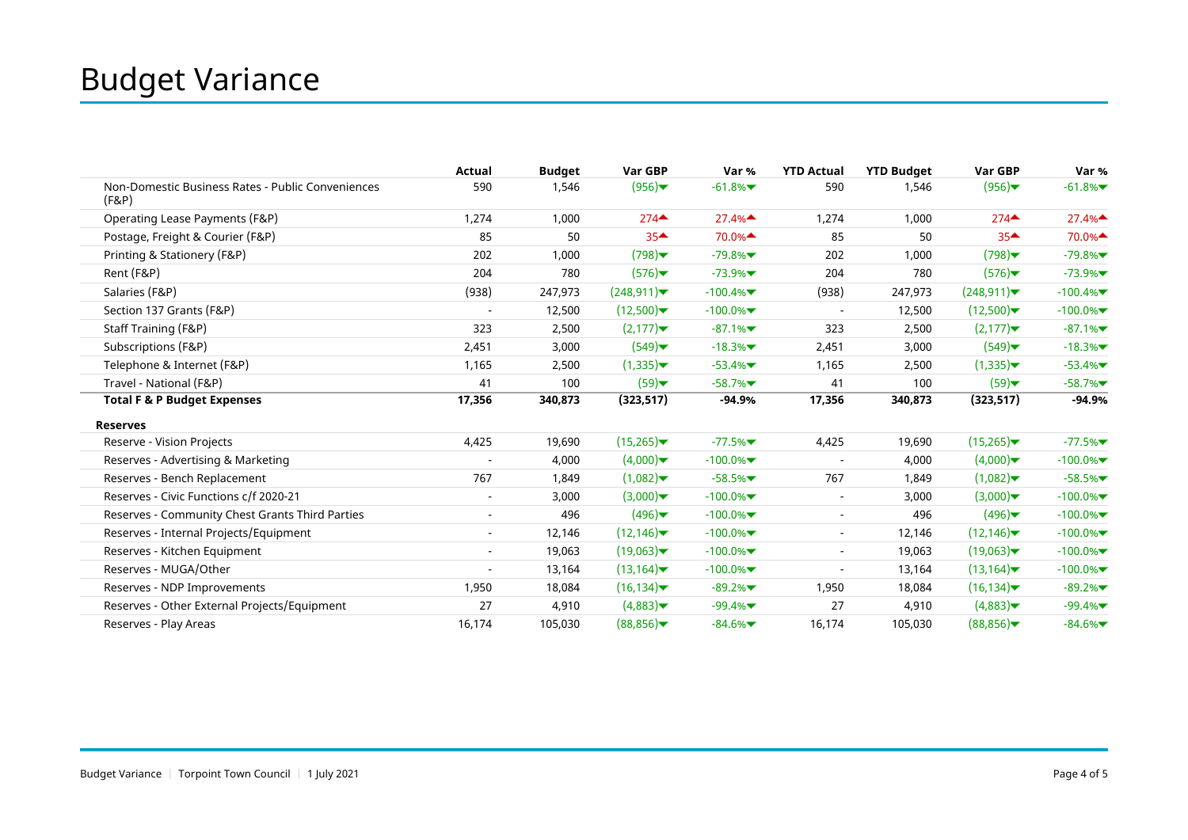# Budget Variance

| | Actual | Budget | Var GBP | Var % | YTD Actual | YTD Budget | Var GBP | Var % |
|---|---|---|---|---|---|---|---|---|
| Non-Domestic Business Rates - Public Conveniences (F&P) | 590 | 1,546 | (956)▼ | -61.8%▼ | 590 | 1,546 | (956)▼ | -61.8%▼ |
| Operating Lease Payments (F&P) | 1,274 | 1,000 | 274▲ | 27.4%▲ | 1,274 | 1,000 | 274▲ | 27.4%▲ |
| Postage, Freight & Courier (F&P) | 85 | 50 | 35▲ | 70.0%▲ | 85 | 50 | 35▲ | 70.0%▲ |
| Printing & Stationery (F&P) | 202 | 1,000 | (798)▼ | -79.8%▼ | 202 | 1,000 | (798)▼ | -79.8%▼ |
| Rent (F&P) | 204 | 780 | (576)▼ | -73.9%▼ | 204 | 780 | (576)▼ | -73.9%▼ |
| Salaries (F&P) | (938) | 247,973 | (248,911)▼ | -100.4%▼ | (938) | 247,973 | (248,911)▼ | -100.4%▼ |
| Section 137 Grants (F&P) | - | 12,500 | (12,500)▼ | -100.0%▼ | - | 12,500 | (12,500)▼ | -100.0%▼ |
| Staff Training (F&P) | 323 | 2,500 | (2,177)▼ | -87.1%▼ | 323 | 2,500 | (2,177)▼ | -87.1%▼ |
| Subscriptions (F&P) | 2,451 | 3,000 | (549)▼ | -18.3%▼ | 2,451 | 3,000 | (549)▼ | -18.3%▼ |
| Telephone & Internet (F&P) | 1,165 | 2,500 | (1,335)▼ | -53.4%▼ | 1,165 | 2,500 | (1,335)▼ | -53.4%▼ |
| Travel - National (F&P) | 41 | 100 | (59)▼ | -58.7%▼ | 41 | 100 | (59)▼ | -58.7%▼ |
| **Total F & P Budget Expenses** | **17,356** | **340,873** | **(323,517)** | **-94.9%** | **17,356** | **340,873** | **(323,517)** | **-94.9%** |
| **Reserves** | | | | | | | | |
| Reserve - Vision Projects | 4,425 | 19,690 | (15,265)▼ | -77.5%▼ | 4,425 | 19,690 | (15,265)▼ | -77.5%▼ |
| Reserves - Advertising & Marketing | - | 4,000 | (4,000)▼ | -100.0%▼ | - | 4,000 | (4,000)▼ | -100.0%▼ |
| Reserves - Bench Replacement | 767 | 1,849 | (1,082)▼ | -58.5%▼ | 767 | 1,849 | (1,082)▼ | -58.5%▼ |
| Reserves - Civic Functions c/f 2020-21 | - | 3,000 | (3,000)▼ | -100.0%▼ | - | 3,000 | (3,000)▼ | -100.0%▼ |
| Reserves - Community Chest Grants Third Parties | - | 496 | (496)▼ | -100.0%▼ | - | 496 | (496)▼ | -100.0%▼ |
| Reserves - Internal Projects/Equipment | - | 12,146 | (12,146)▼ | -100.0%▼ | - | 12,146 | (12,146)▼ | -100.0%▼ |
| Reserves - Kitchen Equipment | - | 19,063 | (19,063)▼ | -100.0%▼ | - | 19,063 | (19,063)▼ | -100.0%▼ |
| Reserves - MUGA/Other | - | 13,164 | (13,164)▼ | -100.0%▼ | - | 13,164 | (13,164)▼ | -100.0%▼ |
| Reserves - NDP Improvements | 1,950 | 18,084 | (16,134)▼ | -89.2%▼ | 1,950 | 18,084 | (16,134)▼ | -89.2%▼ |
| Reserves - Other External Projects/Equipment | 27 | 4,910 | (4,883)▼ | -99.4%▼ | 27 | 4,910 | (4,883)▼ | -99.4%▼ |
| Reserves - Play Areas | 16,174 | 105,030 | (88,856)▼ | -84.6%▼ | 16,174 | 105,030 | (88,856)▼ | -84.6%▼ |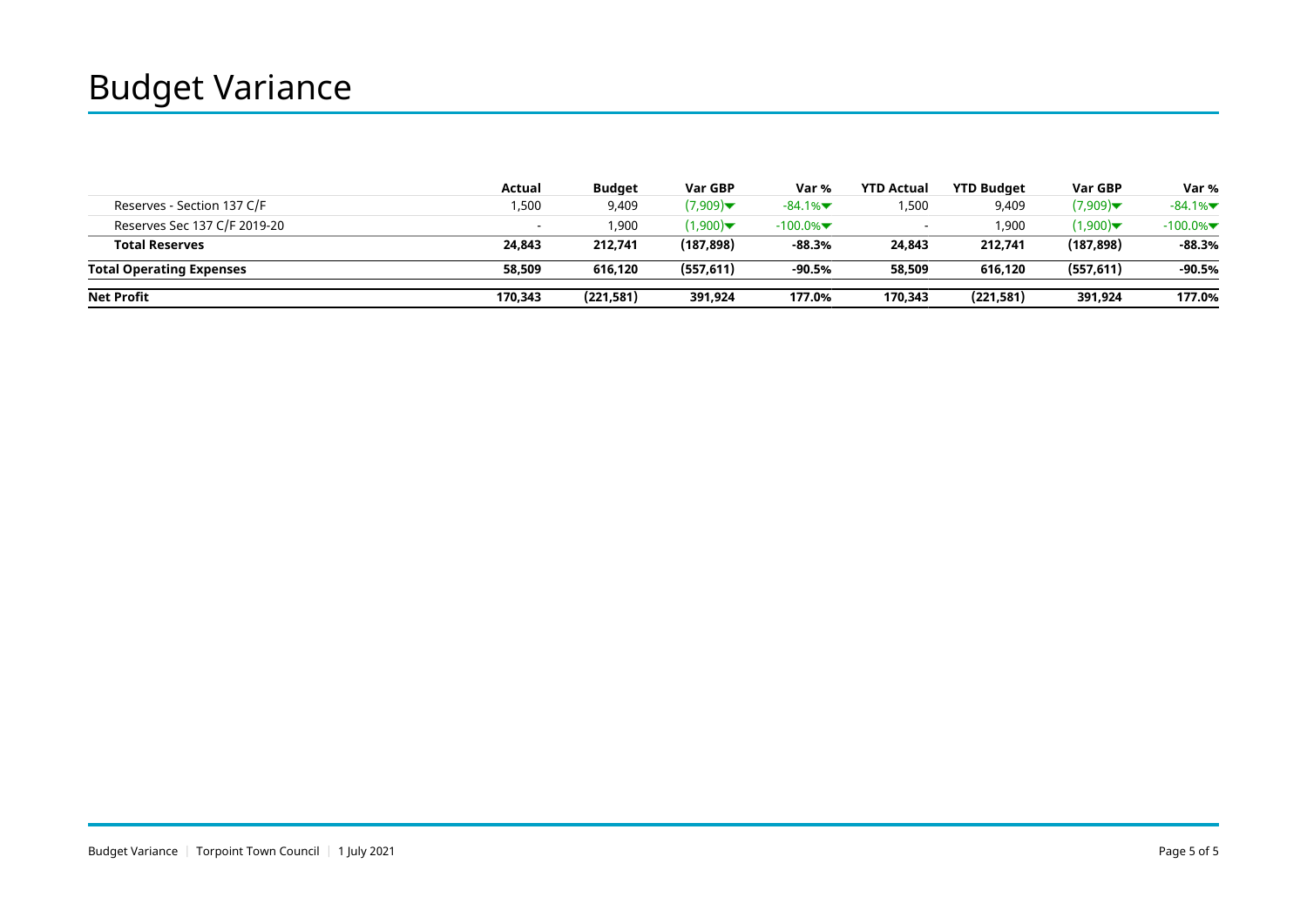# Budget Variance

| | Actual | Budget | Var GBP | Var % | YTD Actual | YTD Budget | Var GBP | Var % |
|---|---|---|---|---|---|---|---|---|
| Reserves - Section 137 C/F | 1,500 | 9,409 | (7,909)▼ | -84.1%▼ | 1,500 | 9,409 | (7,909)▼ | -84.1%▼ |
| Reserves Sec 137 C/F 2019-20 | - | 1,900 | (1,900)▼ | -100.0%▼ | - | 1,900 | (1,900)▼ | -100.0%▼ |
| **Total Reserves** | **24,843** | **212,741** | **(187,898)** | **-88.3%** | **24,843** | **212,741** | **(187,898)** | **-88.3%** |
| **Total Operating Expenses** | **58,509** | **616,120** | **(557,611)** | **-90.5%** | **58,509** | **616,120** | **(557,611)** | **-90.5%** |
| **Net Profit** | **170,343** | **(221,581)** | **391,924** | **177.0%** | **170,343** | **(221,581)** | **391,924** | **177.0%** |